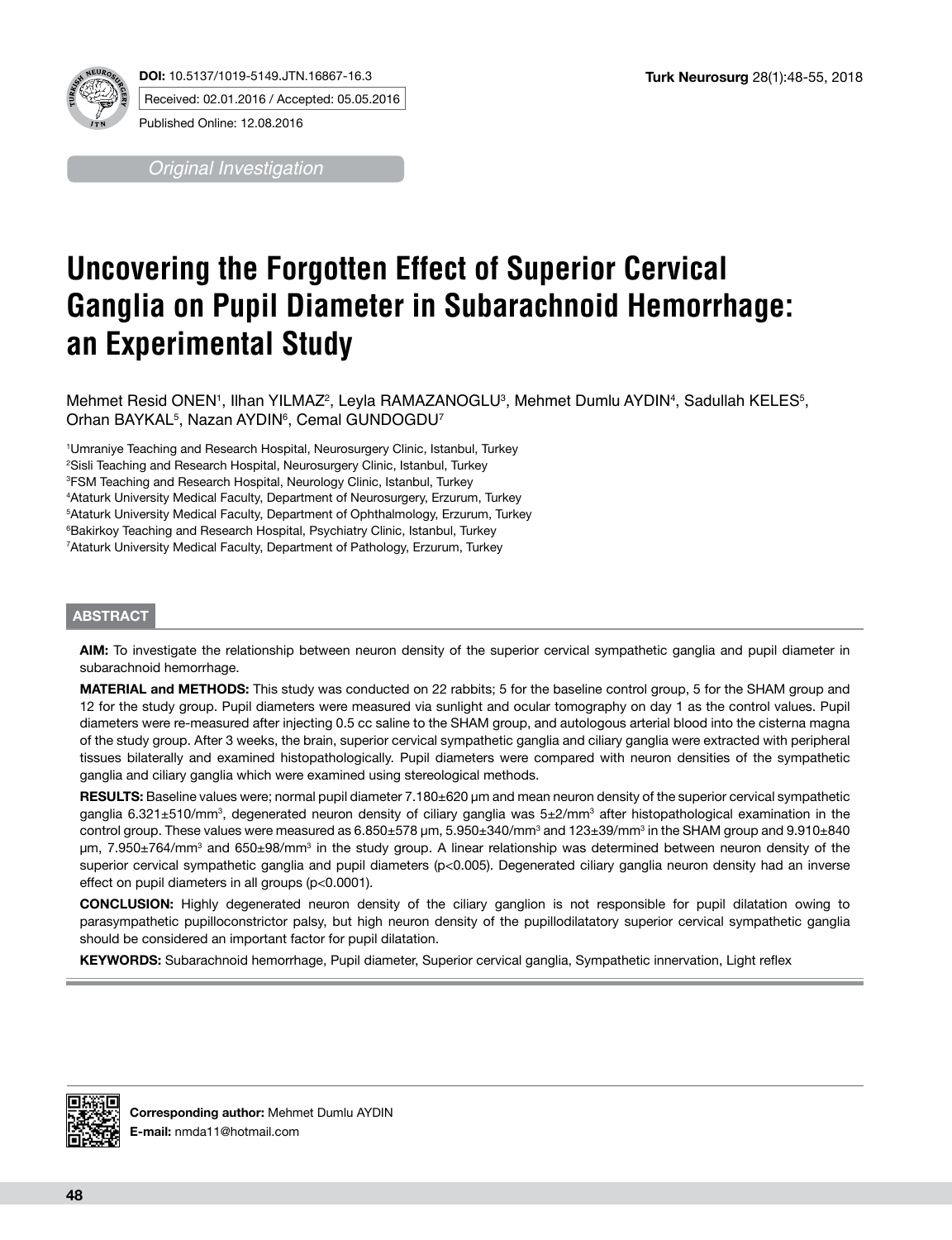DOI: 10.5137/1019-5149.JTN.16867-16.3

Received: 02.01.2016 / Accepted: 05.05.2016

Published Online: 12.08.2016

*Original Investigation*

# Uncovering the Forgotten Effect of Superior Cervical Ganglia on Pupil Diameter in Subarachnoid Hemorrhage: an Experimental Study

Mehmet Resid ONEN[1], Ilhan YILMAZ[2], Leyla RAMAZANOGLU[3], Mehmet Dumlu AYDIN[4], Sadullah KELES[5], Orhan BAYKAL[5], Nazan AYDIN[6], Cemal GUNDOGDU[7]

[1]Umraniye Teaching and Research Hospital, Neurosurgery Clinic, Istanbul, Turkey
[2]Sisli Teaching and Research Hospital, Neurosurgery Clinic, Istanbul, Turkey
[3]FSM Teaching and Research Hospital, Neurology Clinic, Istanbul, Turkey
[4]Ataturk University Medical Faculty, Department of Neurosurgery, Erzurum, Turkey
[5]Ataturk University Medical Faculty, Department of Ophthalmology, Erzurum, Turkey
[6]Bakirkoy Teaching and Research Hospital, Psychiatry Clinic, Istanbul, Turkey
[7]Ataturk University Medical Faculty, Department of Pathology, Erzurum, Turkey

## ABSTRACT

**AIM:** To investigate the relationship between neuron density of the superior cervical sympathetic ganglia and pupil diameter in subarachnoid hemorrhage.

**MATERIAL and METHODS:** This study was conducted on 22 rabbits; 5 for the baseline control group, 5 for the SHAM group and 12 for the study group. Pupil diameters were measured via sunlight and ocular tomography on day 1 as the control values. Pupil diameters were re-measured after injecting 0.5 cc saline to the SHAM group, and autologous arterial blood into the cisterna magna of the study group. After 3 weeks, the brain, superior cervical sympathetic ganglia and ciliary ganglia were extracted with peripheral tissues bilaterally and examined histopathologically. Pupil diameters were compared with neuron densities of the sympathetic ganglia and ciliary ganglia which were examined using stereological methods.

**RESULTS:** Baseline values were; normal pupil diameter 7.180±620 μm and mean neuron density of the superior cervical sympathetic ganglia 6.321±510/mm$^3$, degenerated neuron density of ciliary ganglia was 5±2/mm$^3$ after histopathological examination in the control group. These values were measured as 6.850±578 μm, 5.950±340/mm$^3$ and 123±39/mm$^3$ in the SHAM group and 9.910±840 μm, 7.950±764/mm$^3$ and 650±98/mm$^3$ in the study group. A linear relationship was determined between neuron density of the superior cervical sympathetic ganglia and pupil diameters ($p<0.005$). Degenerated ciliary ganglia neuron density had an inverse effect on pupil diameters in all groups ($p<0.0001$).

**CONCLUSION:** Highly degenerated neuron density of the ciliary ganglion is not responsible for pupil dilatation owing to parasympathetic pupilloconstrictor palsy, but high neuron density of the pupillodilatatory superior cervical sympathetic ganglia should be considered an important factor for pupil dilatation.

**KEYWORDS:** Subarachnoid hemorrhage, Pupil diameter, Superior cervical ganglia, Sympathetic innervation, Light reflex

**Corresponding author:** Mehmet Dumlu AYDIN
**E-mail:** nmda11@hotmail.com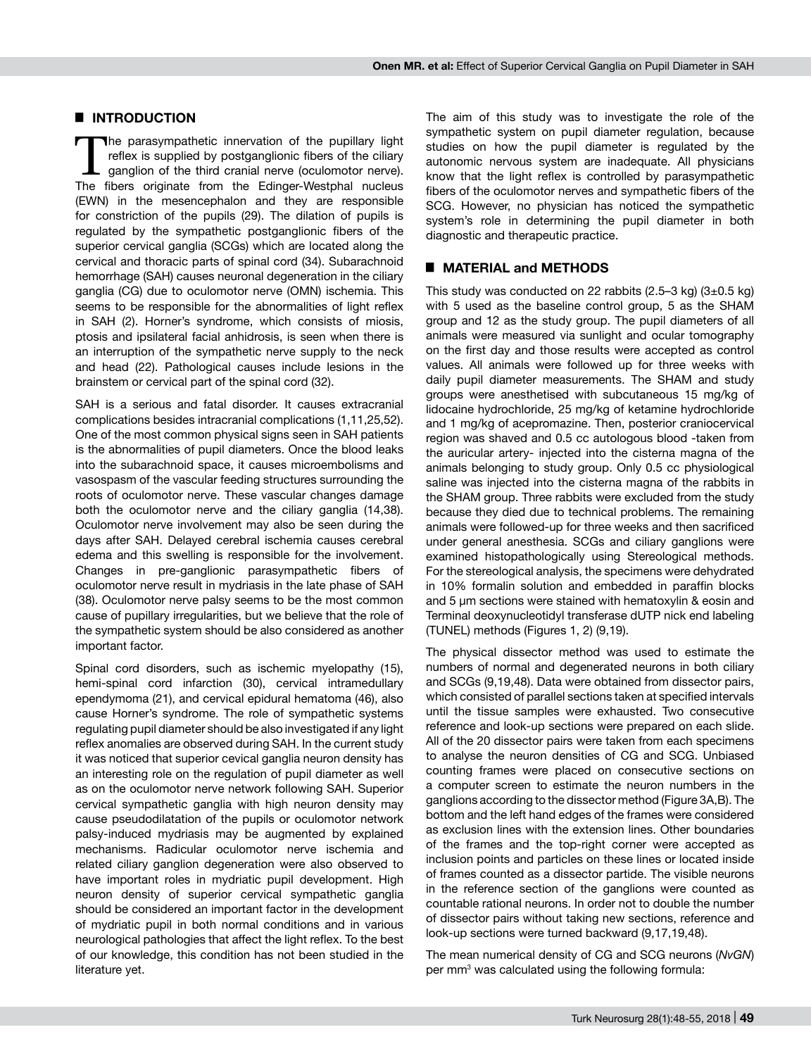## INTRODUCTION

The parasympathetic innervation of the pupillary light reflex is supplied by postganglionic fibers of the ciliary ganglion of the third cranial nerve (oculomotor nerve). The fibers originate from the Edinger-Westphal nucleus (EWN) in the mesencephalon and they are responsible for constriction of the pupils (29). The dilation of pupils is regulated by the sympathetic postganglionic fibers of the superior cervical ganglia (SCGs) which are located along the cervical and thoracic parts of spinal cord (34). Subarachnoid hemorrhage (SAH) causes neuronal degeneration in the ciliary ganglia (CG) due to oculomotor nerve (OMN) ischemia. This seems to be responsible for the abnormalities of light reflex in SAH (2). Horner's syndrome, which consists of miosis, ptosis and ipsilateral facial anhidrosis, is seen when there is an interruption of the sympathetic nerve supply to the neck and head (22). Pathological causes include lesions in the brainstem or cervical part of the spinal cord (32).

SAH is a serious and fatal disorder. It causes extracranial complications besides intracranial complications (1,11,25,52). One of the most common physical signs seen in SAH patients is the abnormalities of pupil diameters. Once the blood leaks into the subarachnoid space, it causes microembolisms and vasospasm of the vascular feeding structures surrounding the roots of oculomotor nerve. These vascular changes damage both the oculomotor nerve and the ciliary ganglia (14,38). Oculomotor nerve involvement may also be seen during the days after SAH. Delayed cerebral ischemia causes cerebral edema and this swelling is responsible for the involvement. Changes in pre-ganglionic parasympathetic fibers of oculomotor nerve result in mydriasis in the late phase of SAH (38). Oculomotor nerve palsy seems to be the most common cause of pupillary irregularities, but we believe that the role of the sympathetic system should be also considered as another important factor.

Spinal cord disorders, such as ischemic myelopathy (15), hemi-spinal cord infarction (30), cervical intramedullary ependymoma (21), and cervical epidural hematoma (46), also cause Horner's syndrome. The role of sympathetic systems regulating pupil diameter should be also investigated if any light reflex anomalies are observed during SAH. In the current study it was noticed that superior cevical ganglia neuron density has an interesting role on the regulation of pupil diameter as well as on the oculomotor nerve network following SAH. Superior cervical sympathetic ganglia with high neuron density may cause pseudodilatation of the pupils or oculomotor network palsy-induced mydriasis may be augmented by explained mechanisms. Radicular oculomotor nerve ischemia and related ciliary ganglion degeneration were also observed to have important roles in mydriatic pupil development. High neuron density of superior cervical sympathetic ganglia should be considered an important factor in the development of mydriatic pupil in both normal conditions and in various neurological pathologies that affect the light reflex. To the best of our knowledge, this condition has not been studied in the literature yet.

The aim of this study was to investigate the role of the sympathetic system on pupil diameter regulation, because studies on how the pupil diameter is regulated by the autonomic nervous system are inadequate. All physicians know that the light reflex is controlled by parasympathetic fibers of the oculomotor nerves and sympathetic fibers of the SCG. However, no physician has noticed the sympathetic system's role in determining the pupil diameter in both diagnostic and therapeutic practice.

## MATERIAL and METHODS

This study was conducted on 22 rabbits (2.5–3 kg) (3±0.5 kg) with 5 used as the baseline control group, 5 as the SHAM group and 12 as the study group. The pupil diameters of all animals were measured via sunlight and ocular tomography on the first day and those results were accepted as control values. All animals were followed up for three weeks with daily pupil diameter measurements. The SHAM and study groups were anesthetised with subcutaneous 15 mg/kg of lidocaine hydrochloride, 25 mg/kg of ketamine hydrochloride and 1 mg/kg of acepromazine. Then, posterior craniocervical region was shaved and 0.5 cc autologous blood -taken from the auricular artery- injected into the cisterna magna of the animals belonging to study group. Only 0.5 cc physiological saline was injected into the cisterna magna of the rabbits in the SHAM group. Three rabbits were excluded from the study because they died due to technical problems. The remaining animals were followed-up for three weeks and then sacrificed under general anesthesia. SCGs and ciliary ganglions were examined histopathologically using Stereological methods. For the stereological analysis, the specimens were dehydrated in 10% formalin solution and embedded in paraffin blocks and 5 µm sections were stained with hematoxylin & eosin and Terminal deoxynucleotidyl transferase dUTP nick end labeling (TUNEL) methods (Figures 1, 2) (9,19).

The physical dissector method was used to estimate the numbers of normal and degenerated neurons in both ciliary and SCGs (9,19,48). Data were obtained from dissector pairs, which consisted of parallel sections taken at specified intervals until the tissue samples were exhausted. Two consecutive reference and look-up sections were prepared on each slide. All of the 20 dissector pairs were taken from each specimens to analyse the neuron densities of CG and SCG. Unbiased counting frames were placed on consecutive sections on a computer screen to estimate the neuron numbers in the ganglions according to the dissector method (Figure 3A,B). The bottom and the left hand edges of the frames were considered as exclusion lines with the extension lines. Other boundaries of the frames and the top-right corner were accepted as inclusion points and particles on these lines or located inside of frames counted as a dissector partide. The visible neurons in the reference section of the ganglions were counted as countable rational neurons. In order not to double the number of dissector pairs without taking new sections, reference and look-up sections were turned backward (9,17,19,48).

The mean numerical density of CG and SCG neurons (*NvGN*) per mm$^3$ was calculated using the following formula: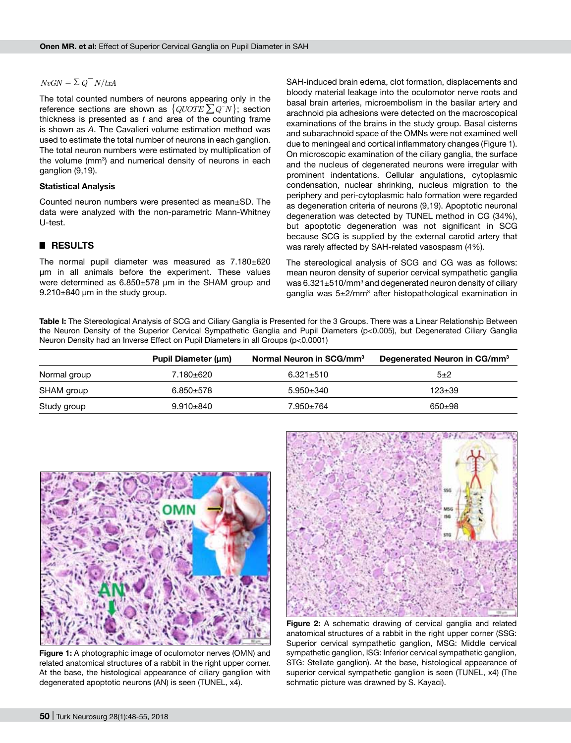$NvGN = \Sigma Q^{-}N/txA$

The total counted numbers of neurons appearing only in the reference sections are shown as $\{QUOTE \sum Q^{-}N\}$; section thickness is presented as *t* and area of the counting frame is shown as *A*. The Cavalieri volume estimation method was used to estimate the total number of neurons in each ganglion. The total neuron numbers were estimated by multiplication of the volume ($mm^3$) and numerical density of neurons in each ganglion (9,19).

### Statistical Analysis

Counted neuron numbers were presented as mean±SD. The data were analyzed with the non-parametric Mann-Whitney U-test.

## ■ RESULTS

The normal pupil diameter was measured as 7.180±620 µm in all animals before the experiment. These values were determined as 6.850±578 µm in the SHAM group and 9.210±840 µm in the study group.

SAH-induced brain edema, clot formation, displacements and bloody material leakage into the oculomotor nerve roots and basal brain arteries, microembolism in the basilar artery and arachnoid pia adhesions were detected on the macroscopical examinations of the brains in the study group. Basal cisterns and subarachnoid space of the OMNs were not examined well due to meningeal and cortical inflammatory changes (Figure 1). On microscopic examination of the ciliary ganglia, the surface and the nucleus of degenerated neurons were irregular with prominent indentations. Cellular angulations, cytoplasmic condensation, nuclear shrinking, nucleus migration to the periphery and peri-cytoplasmic halo formation were regarded as degeneration criteria of neurons (9,19). Apoptotic neuronal degeneration was detected by TUNEL method in CG (34%), but apoptotic degeneration was not significant in SCG because SCG is supplied by the external carotid artery that was rarely affected by SAH-related vasospasm (4%).

The stereological analysis of SCG and CG was as follows: mean neuron density of superior cervical sympathetic ganglia was 6.321±510/$mm^3$ and degenerated neuron density of ciliary ganglia was 5±2/$mm^3$ after histopathological examination in

**Table I:** The Stereological Analysis of SCG and Ciliary Ganglia is Presented for the 3 Groups. There was a Linear Relationship Between the Neuron Density of the Superior Cervical Sympathetic Ganglia and Pupil Diameters ($p<0.005$), but Degenerated Ciliary Ganglia Neuron Density had an Inverse Effect on Pupil Diameters in all Groups ($p<0.0001$)

| | Pupil Diameter (µm) | Normal Neuron in SCG/$mm^3$ | Degenerated Neuron in CG/$mm^3$ |
|---|---|---|---|
| Normal group | 7.180±620 | 6.321±510 | 5±2 |
| SHAM group | 6.850±578 | 5.950±340 | 123±39 |
| Study group | 9.910±840 | 7.950±764 | 650±98 |

**Figure 1:** A photographic image of oculomotor nerves (OMN) and related anatomical structures of a rabbit in the right upper corner. At the base, the histological appearance of ciliary ganglion with degenerated apoptotic neurons (AN) is seen (TUNEL, x4).

**Figure 2:** A schematic drawing of cervical ganglia and related anatomical structures of a rabbit in the right upper corner (SSG: Superior cervical sympathetic ganglion, MSG: Middle cervical sympathetic ganglion, ISG: Inferior cervical sympathetic ganglion, STG: Stellate ganglion). At the base, histological appearance of superior cervical sympathetic ganglion is seen (TUNEL, x4) (The schmatic picture was drawned by S. Kayaci).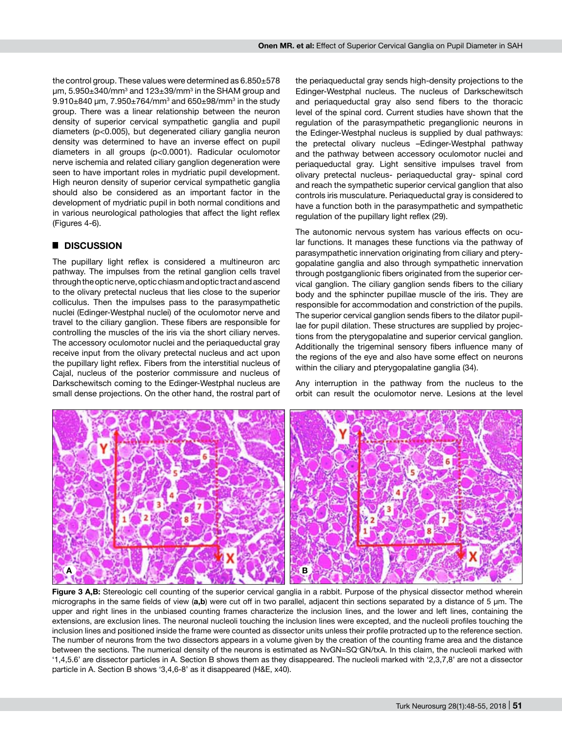the control group. These values were determined as 6.850±578 µm, 5.950±340/mm$^3$ and 123±39/mm$^3$ in the SHAM group and 9.910±840 µm, 7.950±764/mm$^3$ and 650±98/mm$^3$ in the study group. There was a linear relationship between the neuron density of superior cervical sympathetic ganglia and pupil diameters (p<0.005), but degenerated ciliary ganglia neuron density was determined to have an inverse effect on pupil diameters in all groups (p<0.0001). Radicular oculomotor nerve ischemia and related ciliary ganglion degeneration were seen to have important roles in mydriatic pupil development. High neuron density of superior cervical sympathetic ganglia should also be considered as an important factor in the development of mydriatic pupil in both normal conditions and in various neurological pathologies that affect the light reflex (Figures 4-6).

## DISCUSSION

The pupillary light reflex is considered a multineuron arc pathway. The impulses from the retinal ganglion cells travel through the optic nerve, optic chiasm and optic tract and ascend to the olivary pretectal nucleus that lies close to the superior colliculus. Then the impulses pass to the parasympathetic nuclei (Edinger-Westphal nuclei) of the oculomotor nerve and travel to the ciliary ganglion. These fibers are responsible for controlling the muscles of the iris via the short ciliary nerves. The accessory oculomotor nuclei and the periaqueductal gray receive input from the olivary pretectal nucleus and act upon the pupillary light reflex. Fibers from the interstitial nucleus of Cajal, nucleus of the posterior commissure and nucleus of Darkschewitsch coming to the Edinger-Westphal nucleus are small dense projections. On the other hand, the rostral part of the periaqueductal gray sends high-density projections to the Edinger-Westphal nucleus. The nucleus of Darkschewitsch and periaqueductal gray also send fibers to the thoracic level of the spinal cord. Current studies have shown that the regulation of the parasympathetic preganglionic neurons in the Edinger-Westphal nucleus is supplied by dual pathways: the pretectal olivary nucleus –Edinger-Westphal pathway and the pathway between accessory oculomotor nuclei and periaqueductal gray. Light sensitive impulses travel from olivary pretectal nucleus- periaqueductal gray- spinal cord and reach the sympathetic superior cervical ganglion that also controls iris musculature. Periaqueductal gray is considered to have a function both in the parasympathetic and sympathetic regulation of the pupillary light reflex (29).

The autonomic nervous system has various effects on ocular functions. It manages these functions via the pathway of parasympathetic innervation originating from ciliary and pterygopalatine ganglia and also through sympathetic innervation through postganglionic fibers originated from the superior cervical ganglion. The ciliary ganglion sends fibers to the ciliary body and the sphincter pupillae muscle of the iris. They are responsible for accommodation and constriction of the pupils. The superior cervical ganglion sends fibers to the dilator pupillae for pupil dilation. These structures are supplied by projections from the pterygopalatine and superior cervical ganglion. Additionally the trigeminal sensory fibers influence many of the regions of the eye and also have some effect on neurons within the ciliary and pterygopalatine ganglia (34).

Any interruption in the pathway from the nucleus to the orbit can result the oculomotor nerve. Lesions at the level

**Figure 3 A,B:** Stereologic cell counting of the superior cervical ganglia in a rabbit. Purpose of the physical dissector method wherein micrographs in the same fields of view (**a,b**) were cut off in two parallel, adjacent thin sections separated by a distance of 5 µm. The upper and right lines in the unbiased counting frames characterize the inclusion lines, and the lower and left lines, containing the extensions, are exclusion lines. The neuronal nucleoli touching the inclusion lines were excepted, and the nucleoli profiles touching the inclusion lines and positioned inside the frame were counted as dissector units unless their profile protracted up to the reference section. The number of neurons from the two dissectors appears in a volume given by the creation of the counting frame area and the distance between the sections. The numerical density of the neurons is estimated as NvGN=SQ⁻GN/txA. In this claim, the nucleoli marked with '1,4,5.6' are dissector particles in A. Section B shows them as they disappeared. The nucleoli marked with '2,3,7,8' are not a dissector particle in A. Section B shows '3,4,6-8' as it disappeared (H&E, x40).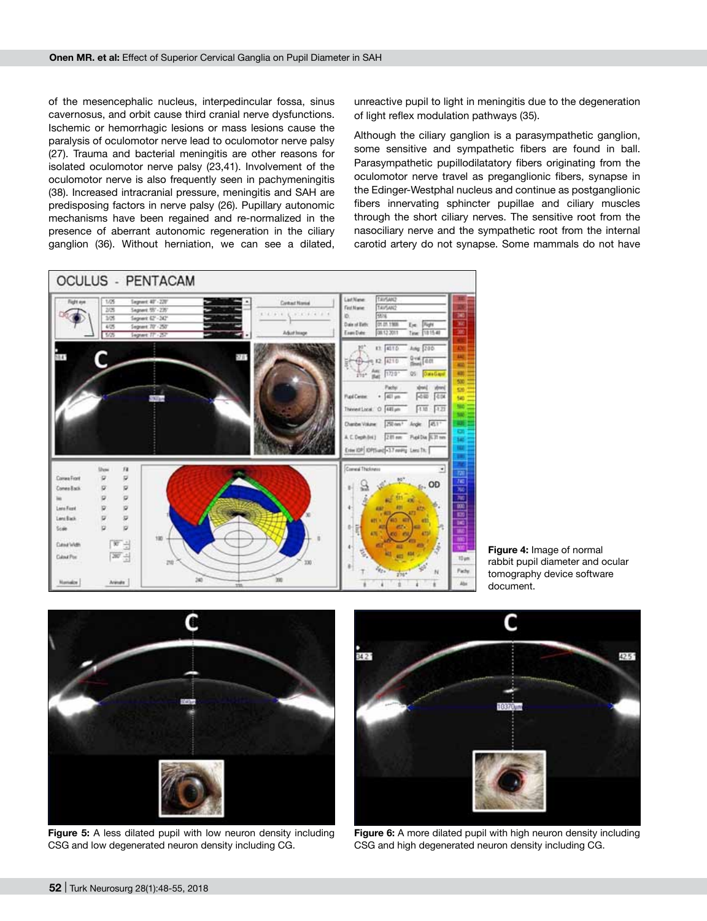of the mesencephalic nucleus, interpedincular fossa, sinus cavernosus, and orbit cause third cranial nerve dysfunctions. Ischemic or hemorrhagic lesions or mass lesions cause the paralysis of oculomotor nerve lead to oculomotor nerve palsy (27). Trauma and bacterial meningitis are other reasons for isolated oculomotor nerve palsy (23,41). Involvement of the oculomotor nerve is also frequently seen in pachymeningitis (38). Increased intracranial pressure, meningitis and SAH are predisposing factors in nerve palsy (26). Pupillary autonomic mechanisms have been regained and re-normalized in the presence of aberrant autonomic regeneration in the ciliary ganglion (36). Without herniation, we can see a dilated, unreactive pupil to light in meningitis due to the degeneration of light reflex modulation pathways (35).

Although the ciliary ganglion is a parasympathetic ganglion, some sensitive and sympathetic fibers are found in ball. Parasympathetic pupillodilatatory fibers originating from the oculomotor nerve travel as preganglionic fibers, synapse in the Edinger-Westphal nucleus and continue as postganglionic fibers innervating sphincter pupillae and ciliary muscles through the short ciliary nerves. The sensitive root from the nasociliary nerve and the sympathetic root from the internal carotid artery do not synapse. Some mammals do not have

**Figure 4:** Image of normal rabbit pupil diameter and ocular tomography device software document.

**Figure 5:** A less dilated pupil with low neuron density including CSG and low degenerated neuron density including CG.

**Figure 6:** A more dilated pupil with high neuron density including CSG and high degenerated neuron density including CG.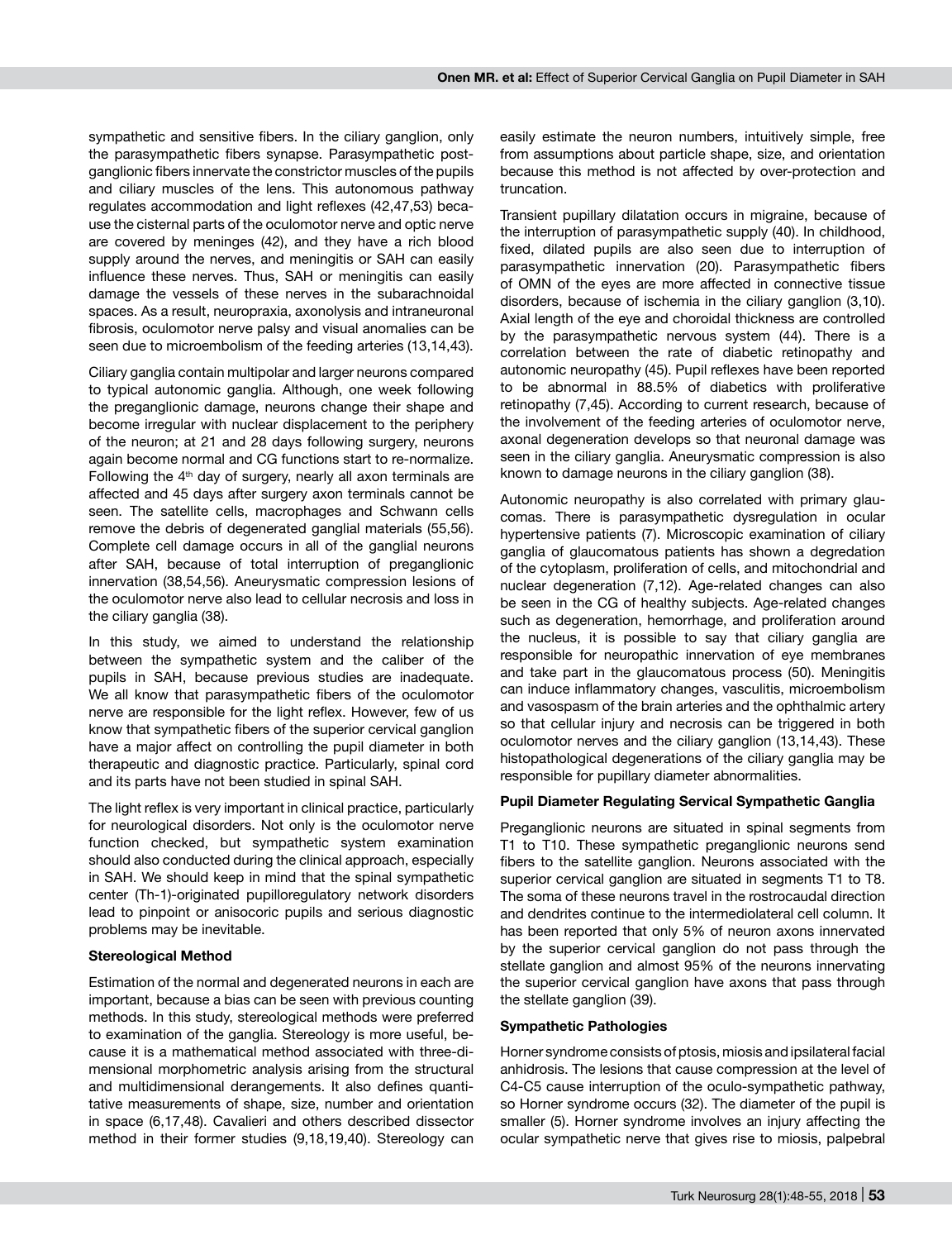sympathetic and sensitive fibers. In the ciliary ganglion, only the parasympathetic fibers synapse. Parasympathetic postganglionic fibers innervate the constrictor muscles of the pupils and ciliary muscles of the lens. This autonomous pathway regulates accommodation and light reflexes (42,47,53) because the cisternal parts of the oculomotor nerve and optic nerve are covered by meninges (42), and they have a rich blood supply around the nerves, and meningitis or SAH can easily influence these nerves. Thus, SAH or meningitis can easily damage the vessels of these nerves in the subarachnoidal spaces. As a result, neuropraxia, axonolysis and intraneuronal fibrosis, oculomotor nerve palsy and visual anomalies can be seen due to microembolism of the feeding arteries (13,14,43).

Ciliary ganglia contain multipolar and larger neurons compared to typical autonomic ganglia. Although, one week following the preganglionic damage, neurons change their shape and become irregular with nuclear displacement to the periphery of the neuron; at 21 and 28 days following surgery, neurons again become normal and CG functions start to re-normalize. Following the 4th day of surgery, nearly all axon terminals are affected and 45 days after surgery axon terminals cannot be seen. The satellite cells, macrophages and Schwann cells remove the debris of degenerated ganglial materials (55,56). Complete cell damage occurs in all of the ganglial neurons after SAH, because of total interruption of preganglionic innervation (38,54,56). Aneurysmatic compression lesions of the oculomotor nerve also lead to cellular necrosis and loss in the ciliary ganglia (38).

In this study, we aimed to understand the relationship between the sympathetic system and the caliber of the pupils in SAH, because previous studies are inadequate. We all know that parasympathetic fibers of the oculomotor nerve are responsible for the light reflex. However, few of us know that sympathetic fibers of the superior cervical ganglion have a major affect on controlling the pupil diameter in both therapeutic and diagnostic practice. Particularly, spinal cord and its parts have not been studied in spinal SAH.

The light reflex is very important in clinical practice, particularly for neurological disorders. Not only is the oculomotor nerve function checked, but sympathetic system examination should also conducted during the clinical approach, especially in SAH. We should keep in mind that the spinal sympathetic center (Th-1)-originated pupilloregulatory network disorders lead to pinpoint or anisocoric pupils and serious diagnostic problems may be inevitable.

**Stereological Method**

Estimation of the normal and degenerated neurons in each are important, because a bias can be seen with previous counting methods. In this study, stereological methods were preferred to examination of the ganglia. Stereology is more useful, because it is a mathematical method associated with three-dimensional morphometric analysis arising from the structural and multidimensional derangements. It also defines quantitative measurements of shape, size, number and orientation in space (6,17,48). Cavalieri and others described dissector method in their former studies (9,18,19,40). Stereology can easily estimate the neuron numbers, intuitively simple, free from assumptions about particle shape, size, and orientation because this method is not affected by over-protection and truncation.

Transient pupillary dilatation occurs in migraine, because of the interruption of parasympathetic supply (40). In childhood, fixed, dilated pupils are also seen due to interruption of parasympathetic innervation (20). Parasympathetic fibers of OMN of the eyes are more affected in connective tissue disorders, because of ischemia in the ciliary ganglion (3,10). Axial length of the eye and choroidal thickness are controlled by the parasympathetic nervous system (44). There is a correlation between the rate of diabetic retinopathy and autonomic neuropathy (45). Pupil reflexes have been reported to be abnormal in 88.5% of diabetics with proliferative retinopathy (7,45). According to current research, because of the involvement of the feeding arteries of oculomotor nerve, axonal degeneration develops so that neuronal damage was seen in the ciliary ganglia. Aneurysmatic compression is also known to damage neurons in the ciliary ganglion (38).

Autonomic neuropathy is also correlated with primary glaucomas. There is parasympathetic dysregulation in ocular hypertensive patients (7). Microscopic examination of ciliary ganglia of glaucomatous patients has shown a degredation of the cytoplasm, proliferation of cells, and mitochondrial and nuclear degeneration (7,12). Age-related changes can also be seen in the CG of healthy subjects. Age-related changes such as degeneration, hemorrhage, and proliferation around the nucleus, it is possible to say that ciliary ganglia are responsible for neuropathic innervation of eye membranes and take part in the glaucomatous process (50). Meningitis can induce inflammatory changes, vasculitis, microembolism and vasospasm of the brain arteries and the ophthalmic artery so that cellular injury and necrosis can be triggered in both oculomotor nerves and the ciliary ganglion (13,14,43). These histopathological degenerations of the ciliary ganglia may be responsible for pupillary diameter abnormalities.

**Pupil Diameter Regulating Servical Sympathetic Ganglia**

Preganglionic neurons are situated in spinal segments from T1 to T10. These sympathetic preganglionic neurons send fibers to the satellite ganglion. Neurons associated with the superior cervical ganglion are situated in segments T1 to T8. The soma of these neurons travel in the rostrocaudal direction and dendrites continue to the intermediolateral cell column. It has been reported that only 5% of neuron axons innervated by the superior cervical ganglion do not pass through the stellate ganglion and almost 95% of the neurons innervating the superior cervical ganglion have axons that pass through the stellate ganglion (39).

**Sympathetic Pathologies**

Horner syndrome consists of ptosis, miosis and ipsilateral facial anhidrosis. The lesions that cause compression at the level of C4-C5 cause interruption of the oculo-sympathetic pathway, so Horner syndrome occurs (32). The diameter of the pupil is smaller (5). Horner syndrome involves an injury affecting the ocular sympathetic nerve that gives rise to miosis, palpebral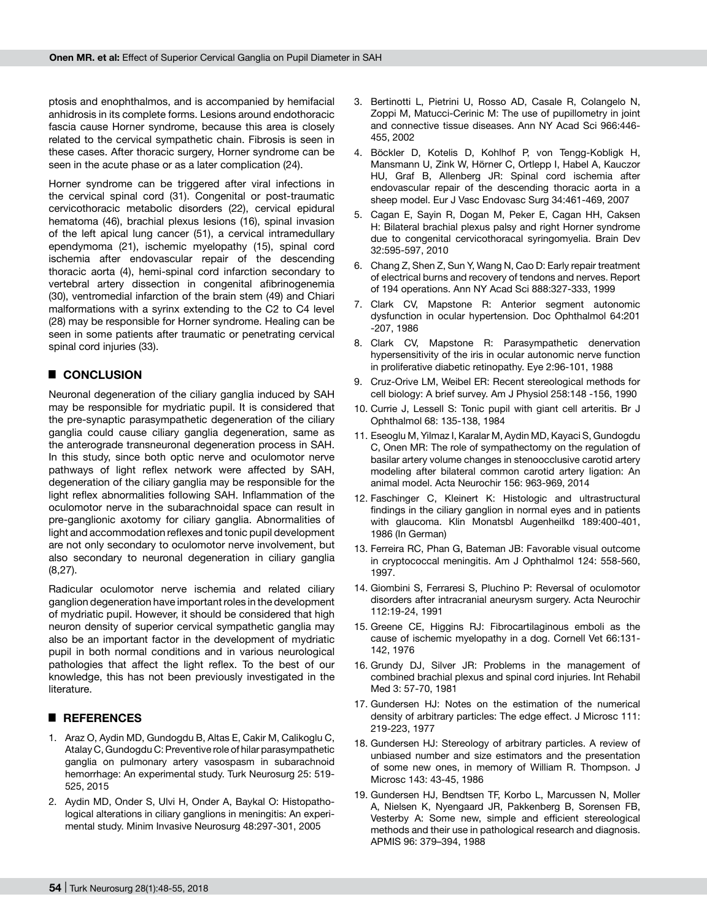ptosis and enophthalmos, and is accompanied by hemifacial anhidrosis in its complete forms. Lesions around endothoracic fascia cause Horner syndrome, because this area is closely related to the cervical sympathetic chain. Fibrosis is seen in these cases. After thoracic surgery, Horner syndrome can be seen in the acute phase or as a later complication (24).

Horner syndrome can be triggered after viral infections in the cervical spinal cord (31). Congenital or post-traumatic cervicothoracic metabolic disorders (22), cervical epidural hematoma (46), brachial plexus lesions (16), spinal invasion of the left apical lung cancer (51), a cervical intramedullary ependymoma (21), ischemic myelopathy (15), spinal cord ischemia after endovascular repair of the descending thoracic aorta (4), hemi-spinal cord infarction secondary to vertebral artery dissection in congenital afibrinogenemia (30), ventromedial infarction of the brain stem (49) and Chiari malformations with a syrinx extending to the C2 to C4 level (28) may be responsible for Horner syndrome. Healing can be seen in some patients after traumatic or penetrating cervical spinal cord injuries (33).

## CONCLUSION

Neuronal degeneration of the ciliary ganglia induced by SAH may be responsible for mydriatic pupil. It is considered that the pre-synaptic parasympathetic degeneration of the ciliary ganglia could cause ciliary ganglia degeneration, same as the anterograde transneuronal degeneration process in SAH. In this study, since both optic nerve and oculomotor nerve pathways of light reflex network were affected by SAH, degeneration of the ciliary ganglia may be responsible for the light reflex abnormalities following SAH. Inflammation of the oculomotor nerve in the subarachnoidal space can result in pre-ganglionic axotomy for ciliary ganglia. Abnormalities of light and accommodation reflexes and tonic pupil development are not only secondary to oculomotor nerve involvement, but also secondary to neuronal degeneration in ciliary ganglia (8,27).

Radicular oculomotor nerve ischemia and related ciliary ganglion degeneration have important roles in the development of mydriatic pupil. However, it should be considered that high neuron density of superior cervical sympathetic ganglia may also be an important factor in the development of mydriatic pupil in both normal conditions and in various neurological pathologies that affect the light reflex. To the best of our knowledge, this has not been previously investigated in the literature.

## REFERENCES

1. Araz O, Aydin MD, Gundogdu B, Altas E, Cakir M, Calikoglu C, Atalay C, Gundogdu C: Preventive role of hilar parasympathetic ganglia on pulmonary artery vasospasm in subarachnoid hemorrhage: An experimental study. Turk Neurosurg 25: 519-525, 2015
2. Aydin MD, Onder S, Ulvi H, Onder A, Baykal O: Histopathological alterations in ciliary ganglions in meningitis: An experimental study. Minim Invasive Neurosurg 48:297-301, 2005
3. Bertinotti L, Pietrini U, Rosso AD, Casale R, Colangelo N, Zoppi M, Matucci-Cerinic M: The use of pupillometry in joint and connective tissue diseases. Ann NY Acad Sci 966:446-455, 2002
4. Böckler D, Kotelis D, Kohlhof P, von Tengg-Kobligk H, Mansmann U, Zink W, Hörner C, Ortlepp I, Habel A, Kauczor HU, Graf B, Allenberg JR: Spinal cord ischemia after endovascular repair of the descending thoracic aorta in a sheep model. Eur J Vasc Endovasc Surg 34:461-469, 2007
5. Cagan E, Sayin R, Dogan M, Peker E, Cagan HH, Caksen H: Bilateral brachial plexus palsy and right Horner syndrome due to congenital cervicothoracal syringomyelia. Brain Dev 32:595-597, 2010
6. Chang Z, Shen Z, Sun Y, Wang N, Cao D: Early repair treatment of electrical burns and recovery of tendons and nerves. Report of 194 operations. Ann NY Acad Sci 888:327-333, 1999
7. Clark CV, Mapstone R: Anterior segment autonomic dysfunction in ocular hypertension. Doc Ophthalmol 64:201-207, 1986
8. Clark CV, Mapstone R: Parasympathetic denervation hypersensitivity of the iris in ocular autonomic nerve function in proliferative diabetic retinopathy. Eye 2:96-101, 1988
9. Cruz-Orive LM, Weibel ER: Recent stereological methods for cell biology: A brief survey. Am J Physiol 258:148 -156, 1990
10. Currie J, Lessell S: Tonic pupil with giant cell arteritis. Br J Ophthalmol 68: 135-138, 1984
11. Eseoglu M, Yilmaz I, Karalar M, Aydin MD, Kayaci S, Gundogdu C, Onen MR: The role of sympathectomy on the regulation of basilar artery volume changes in stenoocclusive carotid artery modeling after bilateral common carotid artery ligation: An animal model. Acta Neurochir 156: 963-969, 2014
12. Faschinger C, Kleinert K: Histologic and ultrastructural findings in the ciliary ganglion in normal eyes and in patients with glaucoma. Klin Monatsbl Augenheilkd 189:400-401, 1986 (In German)
13. Ferreira RC, Phan G, Bateman JB: Favorable visual outcome in cryptococcal meningitis. Am J Ophthalmol 124: 558-560, 1997.
14. Giombini S, Ferraresi S, Pluchino P: Reversal of oculomotor disorders after intracranial aneurysm surgery. Acta Neurochir 112:19-24, 1991
15. Greene CE, Higgins RJ: Fibrocartilaginous emboli as the cause of ischemic myelopathy in a dog. Cornell Vet 66:131-142, 1976
16. Grundy DJ, Silver JR: Problems in the management of combined brachial plexus and spinal cord injuries. Int Rehabil Med 3: 57-70, 1981
17. Gundersen HJ: Notes on the estimation of the numerical density of arbitrary particles: The edge effect. J Microsc 111: 219-223, 1977
18. Gundersen HJ: Stereology of arbitrary particles. A review of unbiased number and size estimators and the presentation of some new ones, in memory of William R. Thompson. J Microsc 143: 43-45, 1986
19. Gundersen HJ, Bendtsen TF, Korbo L, Marcussen N, Moller A, Nielsen K, Nyengaard JR, Pakkenberg B, Sorensen FB, Vesterby A: Some new, simple and efficient stereological methods and their use in pathological research and diagnosis. APMIS 96: 379–394, 1988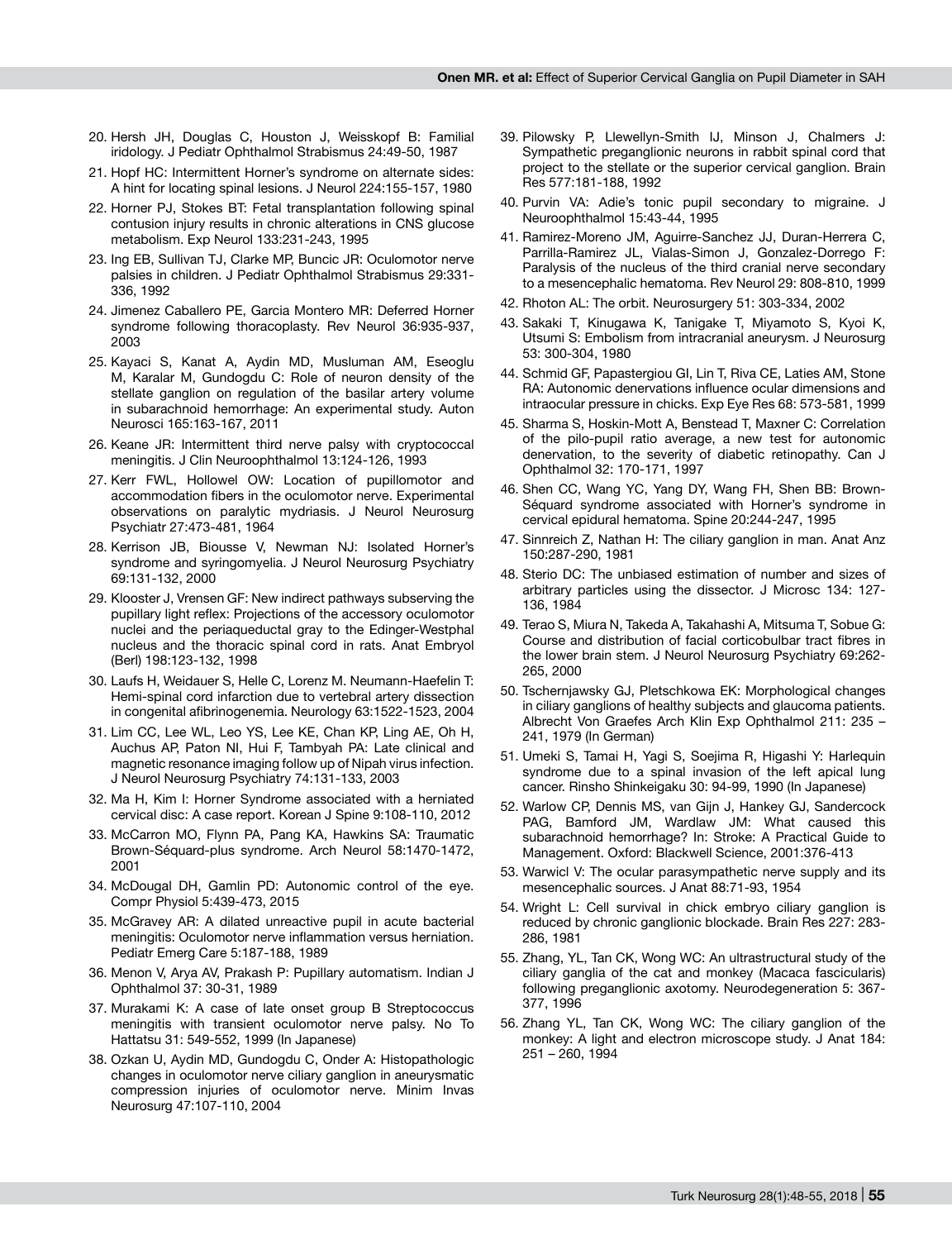20. Hersh JH, Douglas C, Houston J, Weisskopf B: Familial iridology. J Pediatr Ophthalmol Strabismus 24:49-50, 1987
21. Hopf HC: Intermittent Horner's syndrome on alternate sides: A hint for locating spinal lesions. J Neurol 224:155-157, 1980
22. Horner PJ, Stokes BT: Fetal transplantation following spinal contusion injury results in chronic alterations in CNS glucose metabolism. Exp Neurol 133:231-243, 1995
23. Ing EB, Sullivan TJ, Clarke MP, Buncic JR: Oculomotor nerve palsies in children. J Pediatr Ophthalmol Strabismus 29:331-336, 1992
24. Jimenez Caballero PE, Garcia Montero MR: Deferred Horner syndrome following thoracoplasty. Rev Neurol 36:935-937, 2003
25. Kayaci S, Kanat A, Aydin MD, Musluman AM, Eseoglu M, Karalar M, Gundogdu C: Role of neuron density of the stellate ganglion on regulation of the basilar artery volume in subarachnoid hemorrhage: An experimental study. Auton Neurosci 165:163-167, 2011
26. Keane JR: Intermittent third nerve palsy with cryptococcal meningitis. J Clin Neuroophthalmol 13:124-126, 1993
27. Kerr FWL, Hollowel OW: Location of pupillomotor and accommodation fibers in the oculomotor nerve. Experimental observations on paralytic mydriasis. J Neurol Neurosurg Psychiatr 27:473-481, 1964
28. Kerrison JB, Biousse V, Newman NJ: Isolated Horner's syndrome and syringomyelia. J Neurol Neurosurg Psychiatry 69:131-132, 2000
29. Klooster J, Vrensen GF: New indirect pathways subserving the pupillary light reflex: Projections of the accessory oculomotor nuclei and the periaqueductal gray to the Edinger-Westphal nucleus and the thoracic spinal cord in rats. Anat Embryol (Berl) 198:123-132, 1998
30. Laufs H, Weidauer S, Helle C, Lorenz M. Neumann-Haefelin T: Hemi-spinal cord infarction due to vertebral artery dissection in congenital afibrinogenemia. Neurology 63:1522-1523, 2004
31. Lim CC, Lee WL, Leo YS, Lee KE, Chan KP, Ling AE, Oh H, Auchus AP, Paton NI, Hui F, Tambyah PA: Late clinical and magnetic resonance imaging follow up of Nipah virus infection. J Neurol Neurosurg Psychiatry 74:131-133, 2003
32. Ma H, Kim I: Horner Syndrome associated with a herniated cervical disc: A case report. Korean J Spine 9:108-110, 2012
33. McCarron MO, Flynn PA, Pang KA, Hawkins SA: Traumatic Brown-Séquard-plus syndrome. Arch Neurol 58:1470-1472, 2001
34. McDougal DH, Gamlin PD: Autonomic control of the eye. Compr Physiol 5:439-473, 2015
35. McGravey AR: A dilated unreactive pupil in acute bacterial meningitis: Oculomotor nerve inflammation versus herniation. Pediatr Emerg Care 5:187-188, 1989
36. Menon V, Arya AV, Prakash P: Pupillary automatism. Indian J Ophthalmol 37: 30-31, 1989
37. Murakami K: A case of late onset group B Streptococcus meningitis with transient oculomotor nerve palsy. No To Hattatsu 31: 549-552, 1999 (In Japanese)
38. Ozkan U, Aydin MD, Gundogdu C, Onder A: Histopathologic changes in oculomotor nerve ciliary ganglion in aneurysmatic compression injuries of oculomotor nerve. Minim Invas Neurosurg 47:107-110, 2004
39. Pilowsky P, Llewellyn-Smith IJ, Minson J, Chalmers J: Sympathetic preganglionic neurons in rabbit spinal cord that project to the stellate or the superior cervical ganglion. Brain Res 577:181-188, 1992
40. Purvin VA: Adie's tonic pupil secondary to migraine. J Neuroophthalmol 15:43-44, 1995
41. Ramirez-Moreno JM, Aguirre-Sanchez JJ, Duran-Herrera C, Parrilla-Ramirez JL, Vialas-Simon J, Gonzalez-Dorrego F: Paralysis of the nucleus of the third cranial nerve secondary to a mesencephalic hematoma. Rev Neurol 29: 808-810, 1999
42. Rhoton AL: The orbit. Neurosurgery 51: 303-334, 2002
43. Sakaki T, Kinugawa K, Tanigake T, Miyamoto S, Kyoi K, Utsumi S: Embolism from intracranial aneurysm. J Neurosurg 53: 300-304, 1980
44. Schmid GF, Papastergiou GI, Lin T, Riva CE, Laties AM, Stone RA: Autonomic denervations influence ocular dimensions and intraocular pressure in chicks. Exp Eye Res 68: 573-581, 1999
45. Sharma S, Hoskin-Mott A, Benstead T, Maxner C: Correlation of the pilo-pupil ratio average, a new test for autonomic denervation, to the severity of diabetic retinopathy. Can J Ophthalmol 32: 170-171, 1997
46. Shen CC, Wang YC, Yang DY, Wang FH, Shen BB: Brown-Séquard syndrome associated with Horner's syndrome in cervical epidural hematoma. Spine 20:244-247, 1995
47. Sinnreich Z, Nathan H: The ciliary ganglion in man. Anat Anz 150:287-290, 1981
48. Sterio DC: The unbiased estimation of number and sizes of arbitrary particles using the dissector. J Microsc 134: 127-136, 1984
49. Terao S, Miura N, Takeda A, Takahashi A, Mitsuma T, Sobue G: Course and distribution of facial corticobulbar tract fibres in the lower brain stem. J Neurol Neurosurg Psychiatry 69:262-265, 2000
50. Tschernjawsky GJ, Pletschkowa EK: Morphological changes in ciliary ganglions of healthy subjects and glaucoma patients. Albrecht Von Graefes Arch Klin Exp Ophthalmol 211: 235 – 241, 1979 (In German)
51. Umeki S, Tamai H, Yagi S, Soejima R, Higashi Y: Harlequin syndrome due to a spinal invasion of the left apical lung cancer. Rinsho Shinkeigaku 30: 94-99, 1990 (In Japanese)
52. Warlow CP, Dennis MS, van Gijn J, Hankey GJ, Sandercock PAG, Bamford JM, Wardlaw JM: What caused this subarachnoid hemorrhage? In: Stroke: A Practical Guide to Management. Oxford: Blackwell Science, 2001:376-413
53. Warwicl V: The ocular parasympathetic nerve supply and its mesencephalic sources. J Anat 88:71-93, 1954
54. Wright L: Cell survival in chick embryo ciliary ganglion is reduced by chronic ganglionic blockade. Brain Res 227: 283-286, 1981
55. Zhang, YL, Tan CK, Wong WC: An ultrastructural study of the ciliary ganglia of the cat and monkey (Macaca fascicularis) following preganglionic axotomy. Neurodegeneration 5: 367-377, 1996
56. Zhang YL, Tan CK, Wong WC: The ciliary ganglion of the monkey: A light and electron microscope study. J Anat 184: 251 – 260, 1994